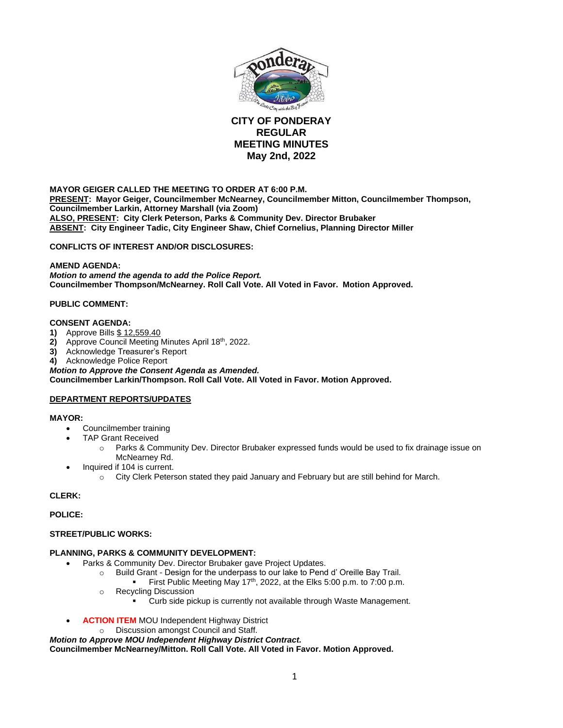# CITY OF PONDERAY
# REGULAR MEETING MINUTES
# May 2nd, 2022

**MAYOR GEIGER CALLED THE MEETING TO ORDER AT 6:00 P.M.**
**PRESENT: Mayor Geiger, Councilmember McNearney, Councilmember Mitton, Councilmember Thompson, Councilmember Larkin, Attorney Marshall (via Zoom)**
**ALSO, PRESENT: City Clerk Peterson, Parks & Community Dev. Director Brubaker**
**ABSENT: City Engineer Tadic, City Engineer Shaw, Chief Cornelius, Planning Director Miller**

**CONFLICTS OF INTEREST AND/OR DISCLOSURES:**

**AMEND AGENDA:**
***Motion to amend the agenda to add the Police Report.***
**Councilmember Thompson/McNearney. Roll Call Vote. All Voted in Favor. Motion Approved.**

**PUBLIC COMMENT:**

**CONSENT AGENDA:**
1) Approve Bills $ 12,559.40
2) Approve Council Meeting Minutes April 18th, 2022.
3) Acknowledge Treasurer's Report
4) Acknowledge Police Report

***Motion to Approve the Consent Agenda as Amended.***
**Councilmember Larkin/Thompson. Roll Call Vote. All Voted in Favor. Motion Approved.**

## DEPARTMENT REPORTS/UPDATES

**MAYOR:**
- Councilmember training
- TAP Grant Received
  - Parks & Community Dev. Director Brubaker expressed funds would be used to fix drainage issue on McNearney Rd.
- Inquired if 104 is current.
  - City Clerk Peterson stated they paid January and February but are still behind for March.

**CLERK:**

**POLICE:**

**STREET/PUBLIC WORKS:**

**PLANNING, PARKS & COMMUNITY DEVELOPMENT:**
- Parks & Community Dev. Director Brubaker gave Project Updates.
  - Build Grant - Design for the underpass to our lake to Pend d' Oreille Bay Trail.
    - First Public Meeting May 17th, 2022, at the Elks 5:00 p.m. to 7:00 p.m.
  - Recycling Discussion
    - Curb side pickup is currently not available through Waste Management.
- **ACTION ITEM** MOU Independent Highway District
  - Discussion amongst Council and Staff.

***Motion to Approve MOU Independent Highway District Contract.***
**Councilmember McNearney/Mitton. Roll Call Vote. All Voted in Favor. Motion Approved.**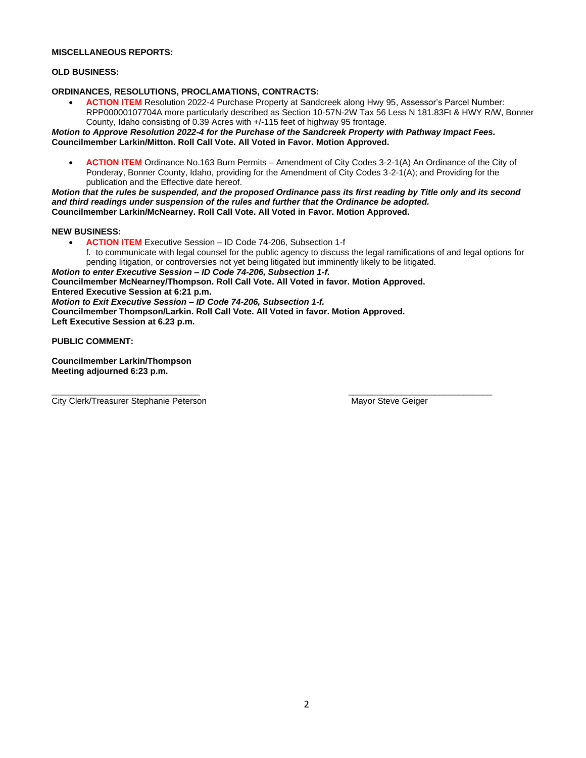**MISCELLANEOUS REPORTS:**

**OLD BUSINESS:**

**ORDINANCES, RESOLUTIONS, PROCLAMATIONS, CONTRACTS:**

- **ACTION ITEM** Resolution 2022-4 Purchase Property at Sandcreek along Hwy 95, Assessor's Parcel Number: RPP00000107704A more particularly described as Section 10-57N-2W Tax 56 Less N 181.83Ft & HWY R/W, Bonner County, Idaho consisting of 0.39 Acres with +/-115 feet of highway 95 frontage.

***Motion to Approve Resolution 2022-4 for the Purchase of the Sandcreek Property with Pathway Impact Fees.***
**Councilmember Larkin/Mitton. Roll Call Vote. All Voted in Favor. Motion Approved.**

- **ACTION ITEM** Ordinance No.163 Burn Permits – Amendment of City Codes 3-2-1(A) An Ordinance of the City of Ponderay, Bonner County, Idaho, providing for the Amendment of City Codes 3-2-1(A); and Providing for the publication and the Effective date hereof.

***Motion that the rules be suspended, and the proposed Ordinance pass its first reading by Title only and its second and third readings under suspension of the rules and further that the Ordinance be adopted.***
**Councilmember Larkin/McNearney. Roll Call Vote. All Voted in Favor. Motion Approved.**

**NEW BUSINESS:**

- **ACTION ITEM** Executive Session – ID Code 74-206, Subsection 1-f
  f. to communicate with legal counsel for the public agency to discuss the legal ramifications of and legal options for pending litigation, or controversies not yet being litigated but imminently likely to be litigated.

***Motion to enter Executive Session – ID Code 74-206, Subsection 1-f.***
**Councilmember McNearney/Thompson. Roll Call Vote. All Voted in favor. Motion Approved.**
**Entered Executive Session at 6:21 p.m.**
***Motion to Exit Executive Session – ID Code 74-206, Subsection 1-f.***
**Councilmember Thompson/Larkin. Roll Call Vote. All Voted in favor. Motion Approved.**
**Left Executive Session at 6.23 p.m.**

**PUBLIC COMMENT:**

**Councilmember Larkin/Thompson**
**Meeting adjourned 6:23 p.m.**

\_\_\_\_\_\_\_\_\_\_\_\_\_\_\_\_\_\_\_\_\_\_\_\_\_\_\_\_\_\_\_
City Clerk/Treasurer Stephanie Peterson

\_\_\_\_\_\_\_\_\_\_\_\_\_\_\_\_\_\_\_\_\_\_\_\_\_\_\_\_\_\_\_
Mayor Steve Geiger